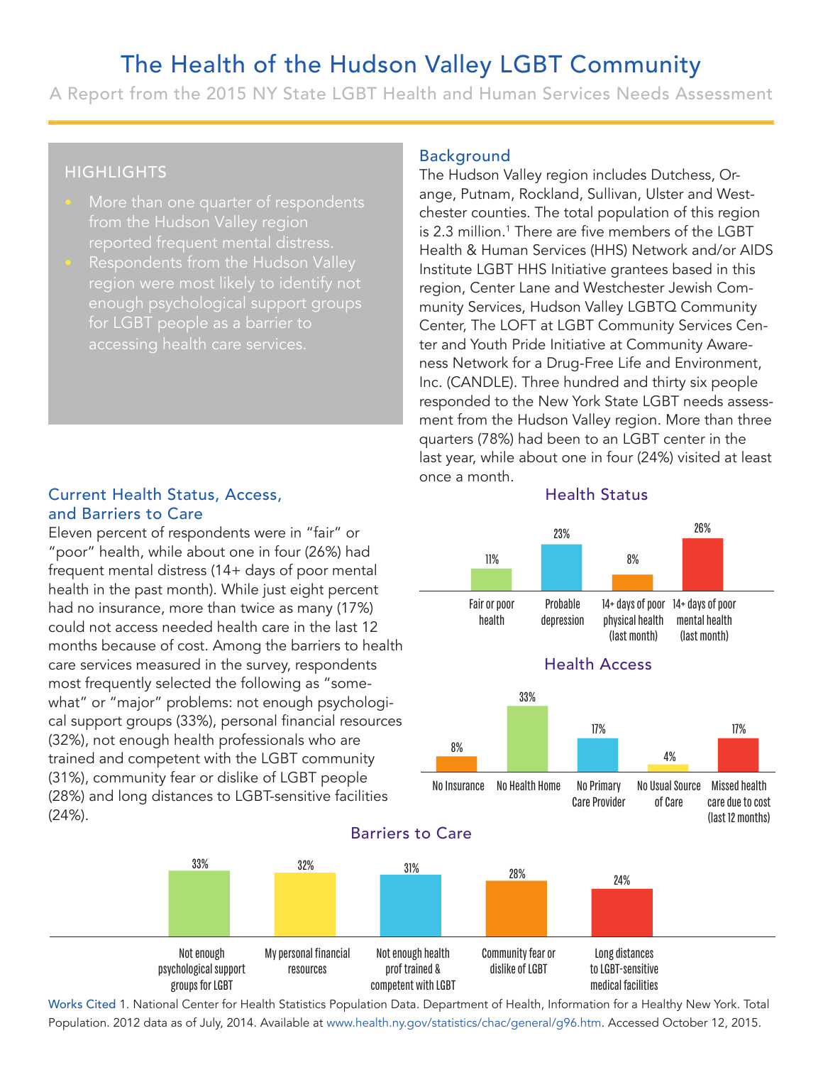# The Health of the Hudson Valley LGBT Community

A Report from the 2015 NY State LGBT Health and Human Services Needs Assessment

## HIGHLIGHTS

- More than one quarter of respondents from the Hudson Valley region reported frequent mental distress.
- Respondents from the Hudson Valley region were most likely to identify not enough psychological support groups for LGBT people as a barrier to accessing health care services.

## Background

The Hudson Valley region includes Dutchess, Orange, Putnam, Rockland, Sullivan, Ulster and Westchester counties. The total population of this region is 2.3 million.[1] There are five members of the LGBT Health & Human Services (HHS) Network and/or AIDS Institute LGBT HHS Initiative grantees based in this region, Center Lane and Westchester Jewish Community Services, Hudson Valley LGBTQ Community Center, The LOFT at LGBT Community Services Center and Youth Pride Initiative at Community Awareness Network for a Drug-Free Life and Environment, Inc. (CANDLE). Three hundred and thirty six people responded to the New York State LGBT needs assessment from the Hudson Valley region. More than three quarters (78%) had been to an LGBT center in the last year, while about one in four (24%) visited at least once a month.

## Current Health Status, Access, and Barriers to Care

Eleven percent of respondents were in "fair" or "poor" health, while about one in four (26%) had frequent mental distress (14+ days of poor mental health in the past month). While just eight percent had no insurance, more than twice as many (17%) could not access needed health care in the last 12 months because of cost. Among the barriers to health care services measured in the survey, respondents most frequently selected the following as "somewhat" or "major" problems: not enough psychological support groups (33%), personal financial resources (32%), not enough health professionals who are trained and competent with the LGBT community (31%), community fear or dislike of LGBT people (28%) and long distances to LGBT-sensitive facilities (24%).

### Health Status

| Fair or poor health | Probable depression | 14+ days of poor physical health (last month) | 14+ days of poor mental health (last month) |
|---|---|---|---|
| 11% | 23% | 8% | 26% |

### Health Access

| No Insurance | No Health Home | No Primary Care Provider | No Usual Source of Care | Missed health care due to cost (last 12 months) |
|---|---|---|---|---|
| 8% | 33% | 17% | 4% | 17% |

### Barriers to Care

| Not enough psychological support groups for LGBT | My personal financial resources | Not enough health prof trained & competent with LGBT | Community fear or dislike of LGBT | Long distances to LGBT-sensitive medical facilities |
|---|---|---|---|---|
| 33% | 32% | 31% | 28% | 24% |

Works Cited 1. National Center for Health Statistics Population Data. Department of Health, Information for a Healthy New York. Total Population. 2012 data as of July, 2014. Available at www.health.ny.gov/statistics/chac/general/g96.htm. Accessed October 12, 2015.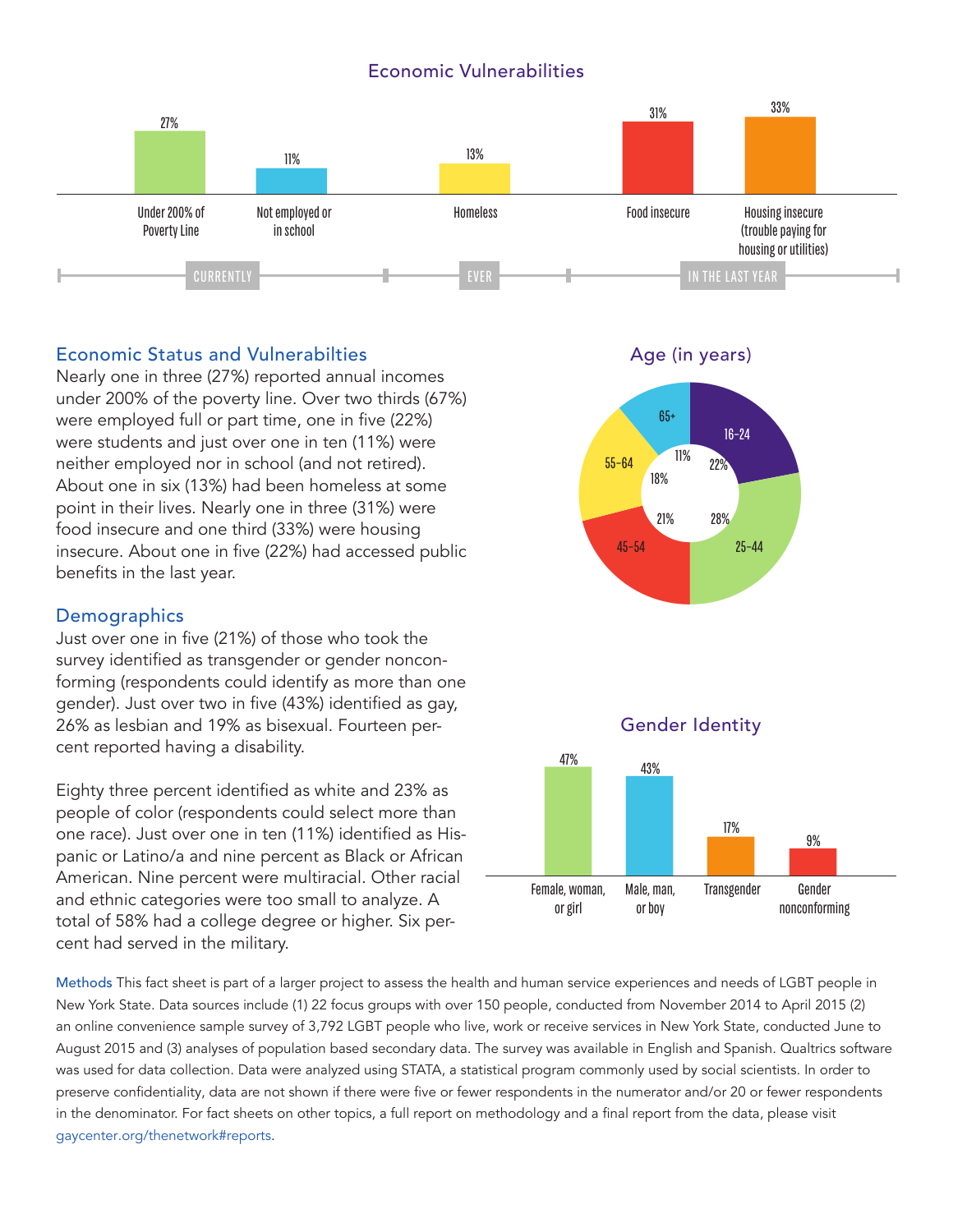## Economic Vulnerabilities

27%
Under 200% of Poverty Line

11%
Not employed or in school

13%
Homeless

31%
Food insecure

33%
Housing insecure (trouble paying for housing or utilities)

CURRENTLY

EVER

IN THE LAST YEAR

## Economic Status and Vulnerabilties

Nearly one in three (27%) reported annual incomes under 200% of the poverty line. Over two thirds (67%) were employed full or part time, one in five (22%) were students and just over one in ten (11%) were neither employed nor in school (and not retired). About one in six (13%) had been homeless at some point in their lives. Nearly one in three (31%) were food insecure and one third (33%) were housing insecure. About one in five (22%) had accessed public benefits in the last year.

## Demographics

Just over one in five (21%) of those who took the survey identified as transgender or gender nonconforming (respondents could identify as more than one gender). Just over two in five (43%) identified as gay, 26% as lesbian and 19% as bisexual. Fourteen percent reported having a disability.

Eighty three percent identified as white and 23% as people of color (respondents could select more than one race). Just over one in ten (11%) identified as Hispanic or Latino/a and nine percent as Black or African American. Nine percent were multiracial. Other racial and ethnic categories were too small to analyze. A total of 58% had a college degree or higher. Six percent had served in the military.

## Age (in years)

16–24
22%

25–44
28%

45–54
21%

55–64
18%

65+
11%

## Gender Identity

47%
Female, woman, or girl

43%
Male, man, or boy

17%
Transgender

9%
Gender nonconforming

Methods This fact sheet is part of a larger project to assess the health and human service experiences and needs of LGBT people in New York State. Data sources include (1) 22 focus groups with over 150 people, conducted from November 2014 to April 2015 (2) an online convenience sample survey of 3,792 LGBT people who live, work or receive services in New York State, conducted June to August 2015 and (3) analyses of population based secondary data. The survey was available in English and Spanish. Qualtrics software was used for data collection. Data were analyzed using STATA, a statistical program commonly used by social scientists. In order to preserve confidentiality, data are not shown if there were five or fewer respondents in the numerator and/or 20 or fewer respondents in the denominator. For fact sheets on other topics, a full report on methodology and a final report from the data, please visit gaycenter.org/thenetwork#reports.